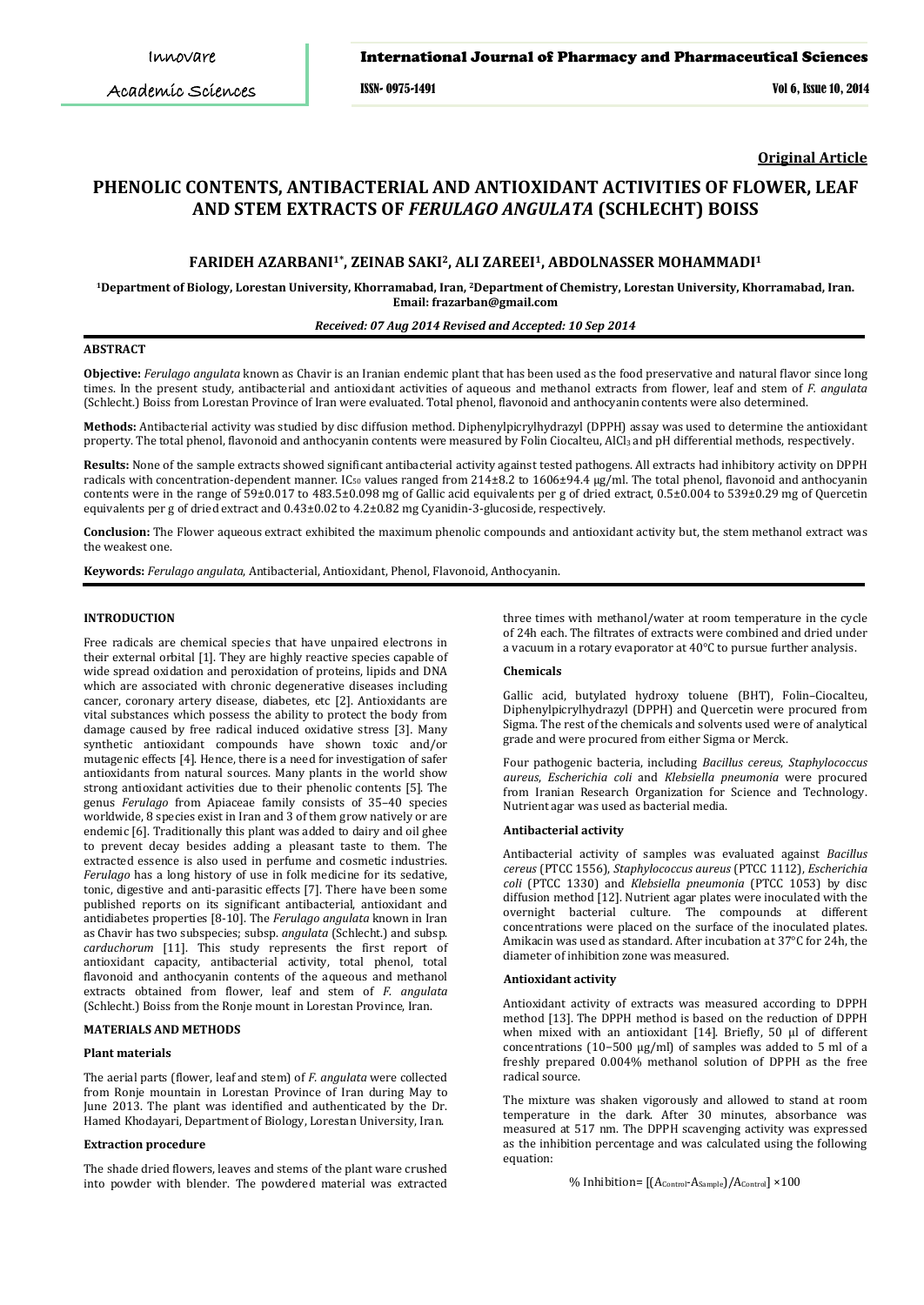**Original Article**

# PHENOLIC CONTENTS, ANTIBACTERIAL AND ANTIOXIDANT ACTIVITIES OF FLOWER, LEAF AND STEM EXTRACTS OF *FERULAGO ANGULATA* (SCHLECHT) BOISS

**FARIDEH AZARBANI[1*], ZEINAB SAKI[2], ALI ZAREEI[1], ABDOLNASSER MOHAMMADI[1]**

[1]Department of Biology, Lorestan University, Khorramabad, Iran, [2]Department of Chemistry, Lorestan University, Khorramabad, Iran. Email: frazarban@gmail.com

*Received: 07 Aug 2014 Revised and Accepted: 10 Sep 2014*

## ABSTRACT

**Objective:** *Ferulago angulata* known as Chavir is an Iranian endemic plant that has been used as the food preservative and natural flavor since long times. In the present study, antibacterial and antioxidant activities of aqueous and methanol extracts from flower, leaf and stem of *F. angulata* (Schlecht.) Boiss from Lorestan Province of Iran were evaluated. Total phenol, flavonoid and anthocyanin contents were also determined.

**Methods:** Antibacterial activity was studied by disc diffusion method. Diphenylpicrylhydrazyl (DPPH) assay was used to determine the antioxidant property. The total phenol, flavonoid and anthocyanin contents were measured by Folin Ciocalteu, $AlCl_3$ and pH differential methods, respectively.

**Results:** None of the sample extracts showed significant antibacterial activity against tested pathogens. All extracts had inhibitory activity on DPPH radicals with concentration-dependent manner. $IC_{50}$ values ranged from 214±8.2 to 1606±94.4 µg/ml. The total phenol, flavonoid and anthocyanin contents were in the range of 59±0.017 to 483.5±0.098 mg of Gallic acid equivalents per g of dried extract, 0.5±0.004 to 539±0.29 mg of Quercetin equivalents per g of dried extract and 0.43±0.02 to 4.2±0.82 mg Cyanidin-3-glucoside, respectively.

**Conclusion:** The Flower aqueous extract exhibited the maximum phenolic compounds and antioxidant activity but, the stem methanol extract was the weakest one.

**Keywords:** *Ferulago angulata*, Antibacterial, Antioxidant, Phenol, Flavonoid, Anthocyanin.

## INTRODUCTION

Free radicals are chemical species that have unpaired electrons in their external orbital [1]. They are highly reactive species capable of wide spread oxidation and peroxidation of proteins, lipids and DNA which are associated with chronic degenerative diseases including cancer, coronary artery disease, diabetes, etc [2]. Antioxidants are vital substances which possess the ability to protect the body from damage caused by free radical induced oxidative stress [3]. Many synthetic antioxidant compounds have shown toxic and/or mutagenic effects [4]. Hence, there is a need for investigation of safer antioxidants from natural sources. Many plants in the world show strong antioxidant activities due to their phenolic contents [5]. The genus *Ferulago* from Apiaceae family consists of 35–40 species worldwide, 8 species exist in Iran and 3 of them grow natively or are endemic [6]. Traditionally this plant was added to dairy and oil ghee to prevent decay besides adding a pleasant taste to them. The extracted essence is also used in perfume and cosmetic industries. *Ferulago* has a long history of use in folk medicine for its sedative, tonic, digestive and anti-parasitic effects [7]. There have been some published reports on its significant antibacterial, antioxidant and antidiabetes properties [8-10]. The *Ferulago angulata* known in Iran as Chavir has two subspecies; subsp. *angulata* (Schlecht.) and subsp. *carduchorum* [11]. This study represents the first report of antioxidant capacity, antibacterial activity, total phenol, total flavonoid and anthocyanin contents of the aqueous and methanol extracts obtained from flower, leaf and stem of *F. angulata* (Schlecht.) Boiss from the Ronje mount in Lorestan Province, Iran.

## MATERIALS AND METHODS

### Plant materials

The aerial parts (flower, leaf and stem) of *F. angulata* were collected from Ronje mountain in Lorestan Province of Iran during May to June 2013. The plant was identified and authenticated by the Dr. Hamed Khodayari, Department of Biology, Lorestan University, Iran.

### Extraction procedure

The shade dried flowers, leaves and stems of the plant ware crushed into powder with blender. The powdered material was extracted three times with methanol/water at room temperature in the cycle of 24h each. The filtrates of extracts were combined and dried under a vacuum in a rotary evaporator at 40°C to pursue further analysis.

### Chemicals

Gallic acid, butylated hydroxy toluene (BHT), Folin–Ciocalteu, Diphenylpicrylhydrazyl (DPPH) and Quercetin were procured from Sigma. The rest of the chemicals and solvents used were of analytical grade and were procured from either Sigma or Merck.

Four pathogenic bacteria, including *Bacillus cereus*, *Staphylococcus aureus*, *Escherichia coli* and *Klebsiella pneumonia* were procured from Iranian Research Organization for Science and Technology. Nutrient agar was used as bacterial media.

### Antibacterial activity

Antibacterial activity of samples was evaluated against *Bacillus cereus* (PTCC 1556), *Staphylococcus aureus* (PTCC 1112), *Escherichia coli* (PTCC 1330) and *Klebsiella pneumonia* (PTCC 1053) by disc diffusion method [12]. Nutrient agar plates were inoculated with the overnight bacterial culture. The compounds at different concentrations were placed on the surface of the inoculated plates. Amikacin was used as standard. After incubation at 37°C for 24h, the diameter of inhibition zone was measured.

### Antioxidant activity

Antioxidant activity of extracts was measured according to DPPH method [13]. The DPPH method is based on the reduction of DPPH when mixed with an antioxidant [14]. Briefly, 50 µl of different concentrations (10–500 µg/ml) of samples was added to 5 ml of a freshly prepared 0.004% methanol solution of DPPH as the free radical source.

The mixture was shaken vigorously and allowed to stand at room temperature in the dark. After 30 minutes, absorbance was measured at 517 nm. The DPPH scavenging activity was expressed as the inhibition percentage and was calculated using the following equation:

$$\% \text{ Inhibition} = [(A_{Control} - A_{Sample})/A_{Control}] \times 100$$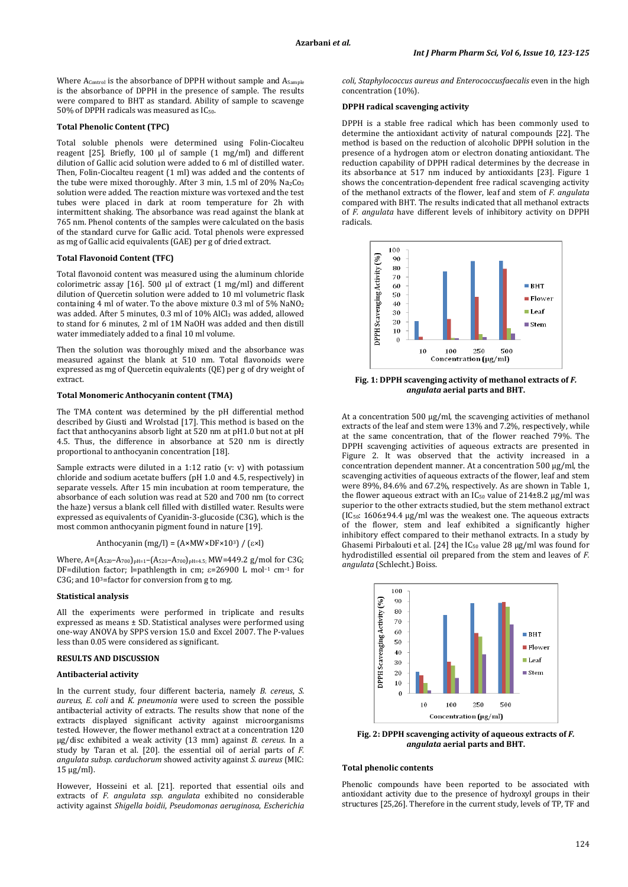Where $A_{Control}$ is the absorbance of DPPH without sample and $A_{Sample}$ is the absorbance of DPPH in the presence of sample. The results were compared to BHT as standard. Ability of sample to scavenge 50% of DPPH radicals was measured as $IC_{50}$.

### Total Phenolic Content (TPC)

Total soluble phenols were determined using Folin-Ciocalteu reagent [25]. Briefly, 100 µl of sample (1 mg/ml) and different dilution of Gallic acid solution were added to 6 ml of distilled water. Then, Folin-Ciocalteu reagent (1 ml) was added and the contents of the tube were mixed thoroughly. After 3 min, 1.5 ml of 20% $Na_2Co_3$ solution were added. The reaction mixture was vortexed and the test tubes were placed in dark at room temperature for 2h with intermittent shaking. The absorbance was read against the blank at 765 nm. Phenol contents of the samples were calculated on the basis of the standard curve for Gallic acid. Total phenols were expressed as mg of Gallic acid equivalents (GAE) per g of dried extract.

### Total Flavonoid Content (TFC)

Total flavonoid content was measured using the aluminum chloride colorimetric assay [16]. 500 µl of extract (1 mg/ml) and different dilution of Quercetin solution were added to 10 ml volumetric flask containing 4 ml of water. To the above mixture 0.3 ml of 5% $NaNO_2$ was added. After 5 minutes, 0.3 ml of 10% $AlCl_3$ was added, allowed to stand for 6 minutes, 2 ml of 1M NaOH was added and then distill water immediately added to a final 10 ml volume.

Then the solution was thoroughly mixed and the absorbance was measured against the blank at 510 nm. Total flavonoids were expressed as mg of Quercetin equivalents (QE) per g of dry weight of extract.

### Total Monomeric Anthocyanin content (TMA)

The TMA content was determined by the pH differential method described by Giusti and Wrolstad [17]. This method is based on the fact that anthocyanins absorb light at 520 nm at pH1.0 but not at pH 4.5. Thus, the difference in absorbance at 520 nm is directly proportional to anthocyanin concentration [18].

Sample extracts were diluted in a 1:12 ratio (v: v) with potassium chloride and sodium acetate buffers (pH 1.0 and 4.5, respectively) in separate vessels. After 15 min incubation at room temperature, the absorbance of each solution was read at 520 and 700 nm (to correct the haze) versus a blank cell filled with distilled water. Results were expressed as equivalents of Cyanidin-3-glucoside (C3G), which is the most common anthocyanin pigment found in nature [19].

$$\text{Anthocyanin (mg/l)} = (A \times MW \times DF \times 10^3) / (\varepsilon \times l)$$

Where, $A=(A_{520}-A_{700})_{pH=1}-(A_{520}-A_{700})_{pH=4.5}$; MW=449.2 g/mol for C3G; DF=dilution factor; l=pathlength in cm; $\varepsilon$=26900 L $mol^{-1}$ $cm^{-1}$ for C3G; and $10^3$=factor for conversion from g to mg.

### Statistical analysis

All the experiments were performed in triplicate and results expressed as means ± SD. Statistical analyses were performed using one-way ANOVA by SPPS version 15.0 and Excel 2007. The P-values less than 0.05 were considered as significant.

## RESULTS AND DISCUSSION

### Antibacterial activity

In the current study, four different bacteria, namely *B. cereus*, *S. aureus*, *E. coli* and *K. pneumonia* were used to screen the possible antibacterial activity of extracts. The results show that none of the extracts displayed significant activity against microorganisms tested. However, the flower methanol extract at a concentration 120 µg/disc exhibited a weak activity (13 mm) against *B. cereus*. In a study by Taran et al. [20]. the essential oil of aerial parts of *F. angulata subsp. carduchorum* showed activity against *S. aureus* (MIC: 15 µg/ml).

However, Hosseini et al. [21]. reported that essential oils and extracts of *F. angulata ssp. angulata* exhibited no considerable activity against *Shigella boidii*, *Pseudomonas aeruginosa*, *Escherichia coli*, *Staphylococcus aureus and Enterococcusfaecalis* even in the high concentration (10%).

### DPPH radical scavenging activity

DPPH is a stable free radical which has been commonly used to determine the antioxidant activity of natural compounds [22]. The method is based on the reduction of alcoholic DPPH solution in the presence of a hydrogen atom or electron donating antioxidant. The reduction capability of DPPH radical determines by the decrease in its absorbance at 517 nm induced by antioxidants [23]. Figure 1 shows the concentration-dependent free radical scavenging activity of the methanol extracts of the flower, leaf and stem of *F. angulata* compared with BHT. The results indicated that all methanol extracts of *F. angulata* have different levels of inhibitory activity on DPPH radicals.

**Fig. 1: DPPH scavenging activity of methanol extracts of *F. angulata* aerial parts and BHT.**

At a concentration 500 µg/ml, the scavenging activities of methanol extracts of the leaf and stem were 13% and 7.2%, respectively, while at the same concentration, that of the flower reached 79%. The DPPH scavenging activities of aqueous extracts are presented in Figure 2. It was observed that the activity increased in a concentration dependent manner. At a concentration 500 µg/ml, the scavenging activities of aqueous extracts of the flower, leaf and stem were 89%, 84.6% and 67.2%, respectively. As are shown in Table 1, the flower aqueous extract with an $IC_{50}$ value of 214±8.2 µg/ml was superior to the other extracts studied, but the stem methanol extract ($IC_{50}$: 1606±94.4 µg/ml was the weakest one. The aqueous extracts of the flower, stem and leaf exhibited a significantly higher inhibitory effect compared to their methanol extracts. In a study by Ghasemi Pirbalouti et al. [24] the $IC_{50}$ value 28 µg/ml was found for hydrodistilled essential oil prepared from the stem and leaves of *F. angulata* (Schlecht.) Boiss.

**Fig. 2: DPPH scavenging activity of aqueous extracts of *F. angulata* aerial parts and BHT.**

### Total phenolic contents

Phenolic compounds have been reported to be associated with antioxidant activity due to the presence of hydroxyl groups in their structures [25,26]. Therefore in the current study, levels of TP, TF and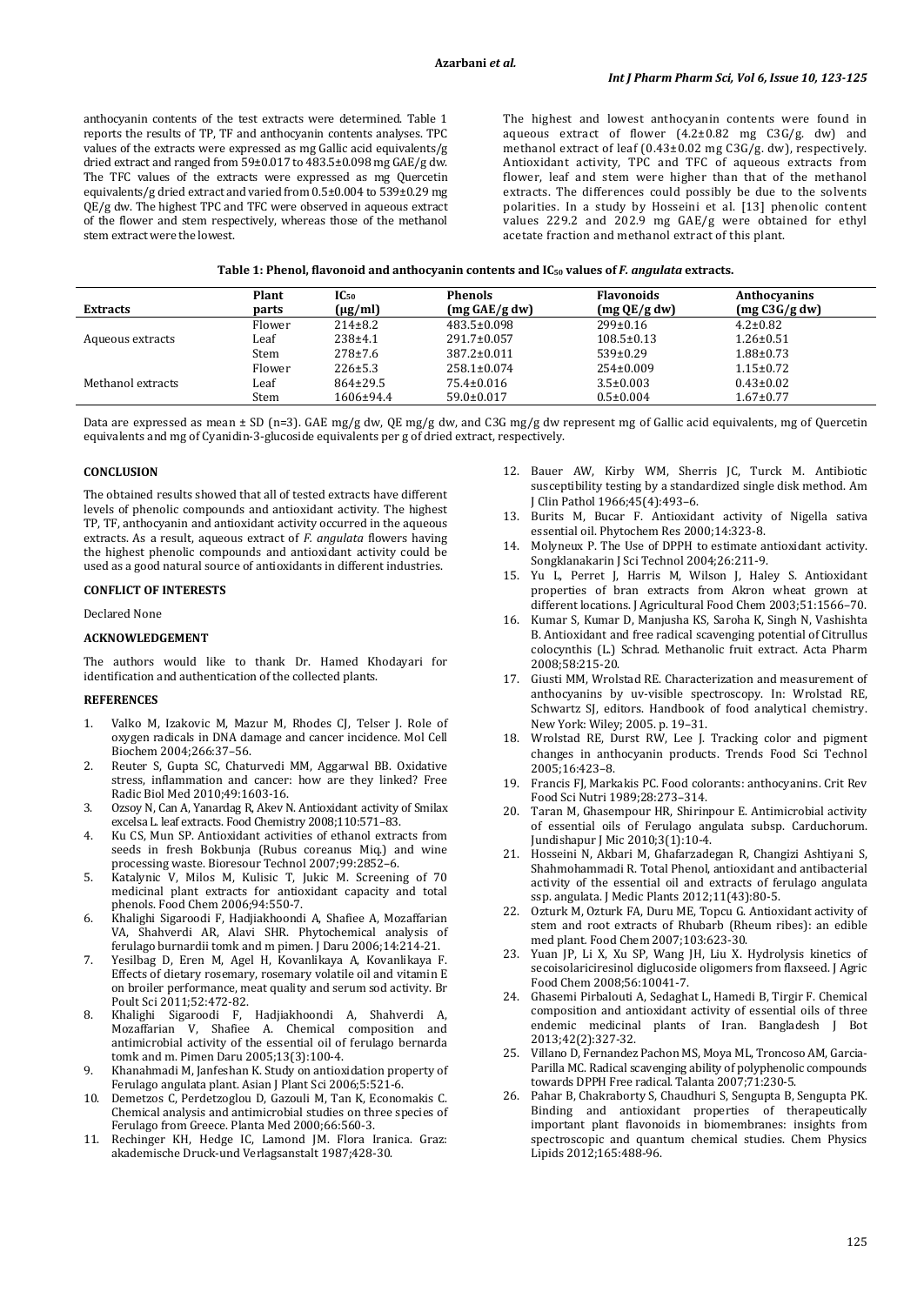anthocyanin contents of the test extracts were determined. Table 1 reports the results of TP, TF and anthocyanin contents analyses. TPC values of the extracts were expressed as mg Gallic acid equivalents/g dried extract and ranged from 59±0.017 to 483.5±0.098 mg GAE/g dw. The TFC values of the extracts were expressed as mg Quercetin equivalents/g dried extract and varied from 0.5±0.004 to 539±0.29 mg QE/g dw. The highest TPC and TFC were observed in aqueous extract of the flower and stem respectively, whereas those of the methanol stem extract were the lowest.

The highest and lowest anthocyanin contents were found in aqueous extract of flower (4.2±0.82 mg C3G/g. dw) and methanol extract of leaf (0.43±0.02 mg C3G/g. dw), respectively. Antioxidant activity, TPC and TFC of aqueous extracts from flower, leaf and stem were higher than that of the methanol extracts. The differences could possibly be due to the solvents polarities. In a study by Hosseini et al. [13] phenolic content values 229.2 and 202.9 mg GAE/g were obtained for ethyl acetate fraction and methanol extract of this plant.

**Table 1: Phenol, flavonoid and anthocyanin contents and $IC_{50}$ values of *F. angulata* extracts.**

| Extracts | Plant parts | $IC_{50}$ (μg/ml) | Phenols (mg GAE/g dw) | Flavonoids (mg QE/g dw) | Anthocyanins (mg C3G/g dw) |
|---|---|---|---|---|---|
| Aqueous extracts | Flower | 214±8.2 | 483.5±0.098 | 299±0.16 | 4.2±0.82 |
| | Leaf | 238±4.1 | 291.7±0.057 | 108.5±0.13 | 1.26±0.51 |
| | Stem | 278±7.6 | 387.2±0.011 | 539±0.29 | 1.88±0.73 |
| Methanol extracts | Flower | 226±5.3 | 258.1±0.074 | 254±0.009 | 1.15±0.72 |
| | Leaf | 864±29.5 | 75.4±0.016 | 3.5±0.003 | 0.43±0.02 |
| | Stem | 1606±94.4 | 59.0±0.017 | 0.5±0.004 | 1.67±0.77 |

Data are expressed as mean ± SD (n=3). GAE mg/g dw, QE mg/g dw, and C3G mg/g dw represent mg of Gallic acid equivalents, mg of Quercetin equivalents and mg of Cyanidin-3-glucoside equivalents per g of dried extract, respectively.

## CONCLUSION

The obtained results showed that all of tested extracts have different levels of phenolic compounds and antioxidant activity. The highest TP, TF, anthocyanin and antioxidant activity occurred in the aqueous extracts. As a result, aqueous extract of *F. angulata* flowers having the highest phenolic compounds and antioxidant activity could be used as a good natural source of antioxidants in different industries.

## CONFLICT OF INTERESTS

Declared None

## ACKNOWLEDGEMENT

The authors would like to thank Dr. Hamed Khodayari for identification and authentication of the collected plants.

## REFERENCES

1. Valko M, Izakovic M, Mazur M, Rhodes CJ, Telser J. Role of oxygen radicals in DNA damage and cancer incidence. Mol Cell Biochem 2004;266:37–56.
2. Reuter S, Gupta SC, Chaturvedi MM, Aggarwal BB. Oxidative stress, inflammation and cancer: how are they linked? Free Radic Biol Med 2010;49:1603-16.
3. Ozsoy N, Can A, Yanardag R, Akev N. Antioxidant activity of Smilax excelsa L. leaf extracts. Food Chemistry 2008;110:571–83.
4. Ku CS, Mun SP. Antioxidant activities of ethanol extracts from seeds in fresh Bokbunja (Rubus coreanus Miq.) and wine processing waste. Bioresour Technol 2007;99:2852–6.
5. Katalynic V, Milos M, Kulisic T, Jukic M. Screening of 70 medicinal plant extracts for antioxidant capacity and total phenols. Food Chem 2006;94:550-7.
6. Khalighi Sigaroodi F, Hadjiakhoondi A, Shafiee A, Mozaffarian VA, Shahverdi AR, Alavi SHR. Phytochemical analysis of ferulago burnardii tomk and m pimen. J Daru 2006;14:214-21.
7. Yesilbag D, Eren M, Agel H, Kovanlikaya A, Kovanlikaya F. Effects of dietary rosemary, rosemary volatile oil and vitamin E on broiler performance, meat quality and serum sod activity. Br Poult Sci 2011;52:472-82.
8. Khalighi Sigaroodi F, Hadjiakhoondi A, Shahverdi A, Mozaffarian V, Shafiee A. Chemical composition and antimicrobial activity of the essential oil of ferulago bernarda tomk and m. Pimen Daru 2005;13(3):100-4.
9. Khanahmadi M, Janfeshan K. Study on antioxidation property of Ferulago angulata plant. Asian J Plant Sci 2006;5:521-6.
10. Demetzos C, Perdetzoglou D, Gazouli M, Tan K, Economakis C. Chemical analysis and antimicrobial studies on three species of Ferulago from Greece. Planta Med 2000;66:560-3.
11. Rechinger KH, Hedge IC, Lamond JM. Flora Iranica. Graz: akademische Druck-und Verlagsanstalt 1987;428-30.
12. Bauer AW, Kirby WM, Sherris JC, Turck M. Antibiotic susceptibility testing by a standardized single disk method. Am J Clin Pathol 1966;45(4):493–6.
13. Burits M, Bucar F. Antioxidant activity of Nigella sativa essential oil. Phytochem Res 2000;14:323-8.
14. Molyneux P. The Use of DPPH to estimate antioxidant activity. Songklanakarin J Sci Technol 2004;26:211-9.
15. Yu L, Perret J, Harris M, Wilson J, Haley S. Antioxidant properties of bran extracts from Akron wheat grown at different locations. J Agricultural Food Chem 2003;51:1566–70.
16. Kumar S, Kumar D, Manjusha KS, Saroha K, Singh N, Vashishta B. Antioxidant and free radical scavenging potential of Citrullus colocynthis (L.) Schrad. Methanolic fruit extract. Acta Pharm 2008;58:215-20.
17. Giusti MM, Wrolstad RE. Characterization and measurement of anthocyanins by uv-visible spectroscopy. In: Wrolstad RE, Schwartz SJ, editors. Handbook of food analytical chemistry. New York: Wiley; 2005. p. 19–31.
18. Wrolstad RE, Durst RW, Lee J. Tracking color and pigment changes in anthocyanin products. Trends Food Sci Technol 2005;16:423–8.
19. Francis FJ, Markakis PC. Food colorants: anthocyanins. Crit Rev Food Sci Nutri 1989;28:273–314.
20. Taran M, Ghasempour HR, Shirinpour E. Antimicrobial activity of essential oils of Ferulago angulata subsp. Carduchorum. Jundishapur J Mic 2010;3(1):10-4.
21. Hosseini N, Akbari M, Ghafarzadegan R, Changizi Ashtiyani S, Shahmohammadi R. Total Phenol, antioxidant and antibacterial activity of the essential oil and extracts of ferulago angulata ssp. angulata. J Medic Plants 2012;11(43):80-5.
22. Ozturk M, Ozturk FA, Duru ME, Topcu G. Antioxidant activity of stem and root extracts of Rhubarb (Rheum ribes): an edible med plant. Food Chem 2007;103:623-30.
23. Yuan JP, Li X, Xu SP, Wang JH, Liu X. Hydrolysis kinetics of secoisolariciresinol diglucoside oligomers from flaxseed. J Agric Food Chem 2008;56:10041-7.
24. Ghasemi Pirbalouti A, Sedaghat L, Hamedi B, Tirgir F. Chemical composition and antioxidant activity of essential oils of three endemic medicinal plants of Iran. Bangladesh J Bot 2013;42(2):327-32.
25. Villano D, Fernandez Pachon MS, Moya ML, Troncoso AM, Garcia-Parilla MC. Radical scavenging ability of polyphenolic compounds towards DPPH Free radical. Talanta 2007;71:230-5.
26. Pahar B, Chakraborty S, Chaudhuri S, Sengupta B, Sengupta PK. Binding and antioxidant properties of therapeutically important plant flavonoids in biomembranes: insights from spectroscopic and quantum chemical studies. Chem Physics Lipids 2012;165:488-96.